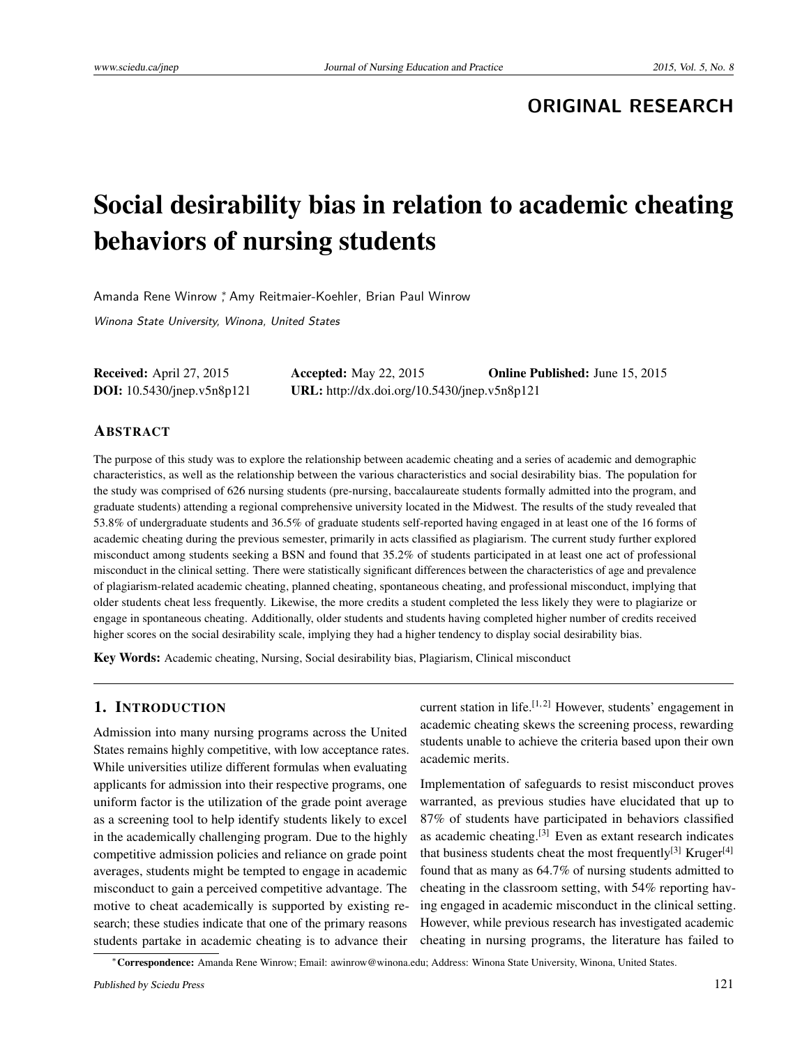**ORIGINAL RESEARCH**

# Social desirability bias in relation to academic cheating behaviors of nursing students

Amanda Rene Winrow [*], Amy Reitmaier-Koehler, Brian Paul Winrow

*Winona State University, Winona, United States*

**Received:** April 27, 2015 **Accepted:** May 22, 2015 **Online Published:** June 15, 2015
**DOI:** 10.5430/jnep.v5n8p121 **URL:** http://dx.doi.org/10.5430/jnep.v5n8p121

## ABSTRACT

The purpose of this study was to explore the relationship between academic cheating and a series of academic and demographic characteristics, as well as the relationship between the various characteristics and social desirability bias. The population for the study was comprised of 626 nursing students (pre-nursing, baccalaureate students formally admitted into the program, and graduate students) attending a regional comprehensive university located in the Midwest. The results of the study revealed that 53.8% of undergraduate students and 36.5% of graduate students self-reported having engaged in at least one of the 16 forms of academic cheating during the previous semester, primarily in acts classified as plagiarism. The current study further explored misconduct among students seeking a BSN and found that 35.2% of students participated in at least one act of professional misconduct in the clinical setting. There were statistically significant differences between the characteristics of age and prevalence of plagiarism-related academic cheating, planned cheating, spontaneous cheating, and professional misconduct, implying that older students cheat less frequently. Likewise, the more credits a student completed the less likely they were to plagiarize or engage in spontaneous cheating. Additionally, older students and students having completed higher number of credits received higher scores on the social desirability scale, implying they had a higher tendency to display social desirability bias.

**Key Words:** Academic cheating, Nursing, Social desirability bias, Plagiarism, Clinical misconduct

## 1. INTRODUCTION

Admission into many nursing programs across the United States remains highly competitive, with low acceptance rates. While universities utilize different formulas when evaluating applicants for admission into their respective programs, one uniform factor is the utilization of the grade point average as a screening tool to help identify students likely to excel in the academically challenging program. Due to the highly competitive admission policies and reliance on grade point averages, students might be tempted to engage in academic misconduct to gain a perceived competitive advantage. The motive to cheat academically is supported by existing research; these studies indicate that one of the primary reasons students partake in academic cheating is to advance their current station in life.[1, 2] However, students' engagement in academic cheating skews the screening process, rewarding students unable to achieve the criteria based upon their own academic merits.

Implementation of safeguards to resist misconduct proves warranted, as previous studies have elucidated that up to 87% of students have participated in behaviors classified as academic cheating.[3] Even as extant research indicates that business students cheat the most frequently[3] Kruger[4] found that as many as 64.7% of nursing students admitted to cheating in the classroom setting, with 54% reporting having engaged in academic misconduct in the clinical setting. However, while previous research has investigated academic cheating in nursing programs, the literature has failed to

[*] **Correspondence:** Amanda Rene Winrow; Email: awinrow@winona.edu; Address: Winona State University, Winona, United States.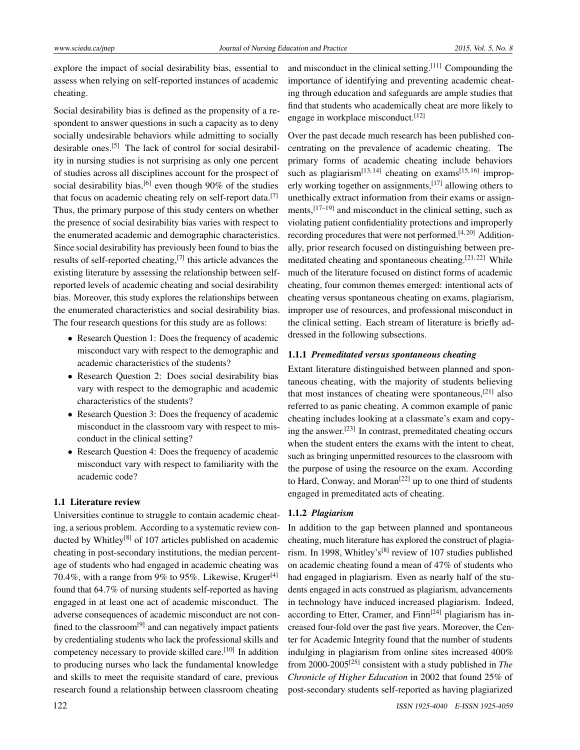explore the impact of social desirability bias, essential to assess when relying on self-reported instances of academic cheating.

Social desirability bias is defined as the propensity of a respondent to answer questions in such a capacity as to deny socially undesirable behaviors while admitting to socially desirable ones.[5] The lack of control for social desirability in nursing studies is not surprising as only one percent of studies across all disciplines account for the prospect of social desirability bias,[6] even though 90% of the studies that focus on academic cheating rely on self-report data.[7] Thus, the primary purpose of this study centers on whether the presence of social desirability bias varies with respect to the enumerated academic and demographic characteristics. Since social desirability has previously been found to bias the results of self-reported cheating,[7] this article advances the existing literature by assessing the relationship between self-reported levels of academic cheating and social desirability bias. Moreover, this study explores the relationships between the enumerated characteristics and social desirability bias. The four research questions for this study are as follows:

- Research Question 1: Does the frequency of academic misconduct vary with respect to the demographic and academic characteristics of the students?
- Research Question 2: Does social desirability bias vary with respect to the demographic and academic characteristics of the students?
- Research Question 3: Does the frequency of academic misconduct in the classroom vary with respect to misconduct in the clinical setting?
- Research Question 4: Does the frequency of academic misconduct vary with respect to familiarity with the academic code?

### 1.1 Literature review

Universities continue to struggle to contain academic cheating, a serious problem. According to a systematic review conducted by Whitley[8] of 107 articles published on academic cheating in post-secondary institutions, the median percentage of students who had engaged in academic cheating was 70.4%, with a range from 9% to 95%. Likewise, Kruger[4] found that 64.7% of nursing students self-reported as having engaged in at least one act of academic misconduct. The adverse consequences of academic misconduct are not confined to the classroom[9] and can negatively impact patients by credentialing students who lack the professional skills and competency necessary to provide skilled care.[10] In addition to producing nurses who lack the fundamental knowledge and skills to meet the requisite standard of care, previous research found a relationship between classroom cheating and misconduct in the clinical setting.[11] Compounding the importance of identifying and preventing academic cheating through education and safeguards are ample studies that find that students who academically cheat are more likely to engage in workplace misconduct.[12]

Over the past decade much research has been published concentrating on the prevalence of academic cheating. The primary forms of academic cheating include behaviors such as plagiarism[13,14] cheating on exams[15,16] improperly working together on assignments,[17] allowing others to unethically extract information from their exams or assignments,[17–19] and misconduct in the clinical setting, such as violating patient confidentiality protections and improperly recording procedures that were not performed.[4,20] Additionally, prior research focused on distinguishing between premeditated cheating and spontaneous cheating.[21,22] While much of the literature focused on distinct forms of academic cheating, four common themes emerged: intentional acts of cheating versus spontaneous cheating on exams, plagiarism, improper use of resources, and professional misconduct in the clinical setting. Each stream of literature is briefly addressed in the following subsections.

#### 1.1.1 *Premeditated versus spontaneous cheating*

Extant literature distinguished between planned and spontaneous cheating, with the majority of students believing that most instances of cheating were spontaneous,[21] also referred to as panic cheating. A common example of panic cheating includes looking at a classmate's exam and copying the answer.[23] In contrast, premeditated cheating occurs when the student enters the exams with the intent to cheat, such as bringing unpermitted resources to the classroom with the purpose of using the resource on the exam. According to Hard, Conway, and Moran[22] up to one third of students engaged in premeditated acts of cheating.

#### 1.1.2 *Plagiarism*

In addition to the gap between planned and spontaneous cheating, much literature has explored the construct of plagiarism. In 1998, Whitley's[8] review of 107 studies published on academic cheating found a mean of 47% of students who had engaged in plagiarism. Even as nearly half of the students engaged in acts construed as plagiarism, advancements in technology have induced increased plagiarism. Indeed, according to Etter, Cramer, and Finn[24] plagiarism has increased four-fold over the past five years. Moreover, the Center for Academic Integrity found that the number of students indulging in plagiarism from online sites increased 400% from 2000-2005[25] consistent with a study published in *The Chronicle of Higher Education* in 2002 that found 25% of post-secondary students self-reported as having plagiarized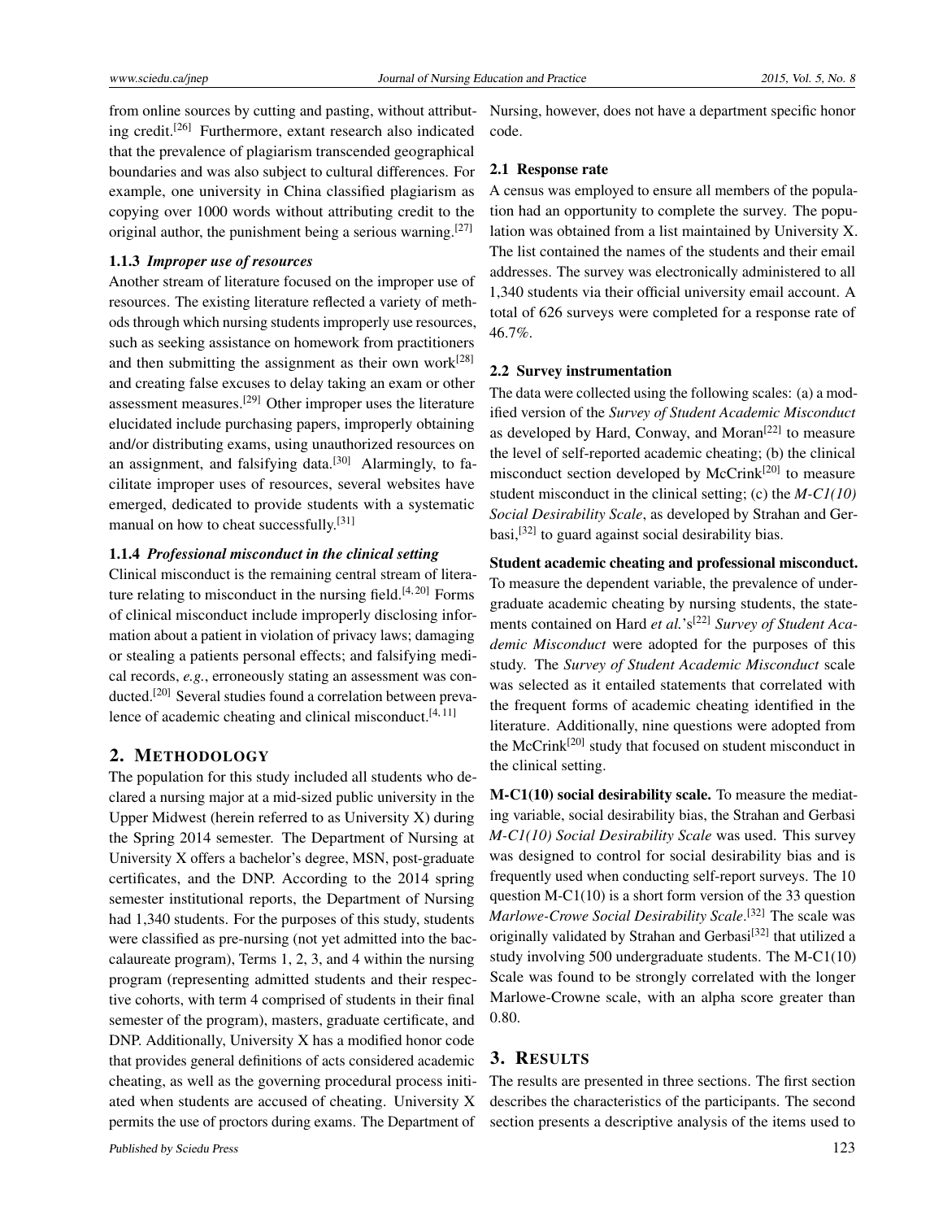from online sources by cutting and pasting, without attributing credit.[26] Furthermore, extant research also indicated that the prevalence of plagiarism transcended geographical boundaries and was also subject to cultural differences. For example, one university in China classified plagiarism as copying over 1000 words without attributing credit to the original author, the punishment being a serious warning.[27]

### 1.1.3 *Improper use of resources*

Another stream of literature focused on the improper use of resources. The existing literature reflected a variety of methods through which nursing students improperly use resources, such as seeking assistance on homework from practitioners and then submitting the assignment as their own work[28] and creating false excuses to delay taking an exam or other assessment measures.[29] Other improper uses the literature elucidated include purchasing papers, improperly obtaining and/or distributing exams, using unauthorized resources on an assignment, and falsifying data.[30] Alarmingly, to facilitate improper uses of resources, several websites have emerged, dedicated to provide students with a systematic manual on how to cheat successfully.[31]

### 1.1.4 *Professional misconduct in the clinical setting*

Clinical misconduct is the remaining central stream of literature relating to misconduct in the nursing field.[4, 20] Forms of clinical misconduct include improperly disclosing information about a patient in violation of privacy laws; damaging or stealing a patients personal effects; and falsifying medical records, *e.g.*, erroneously stating an assessment was conducted.[20] Several studies found a correlation between prevalence of academic cheating and clinical misconduct.[4, 11]

## 2. METHODOLOGY

The population for this study included all students who declared a nursing major at a mid-sized public university in the Upper Midwest (herein referred to as University X) during the Spring 2014 semester. The Department of Nursing at University X offers a bachelor's degree, MSN, post-graduate certificates, and the DNP. According to the 2014 spring semester institutional reports, the Department of Nursing had 1,340 students. For the purposes of this study, students were classified as pre-nursing (not yet admitted into the baccalaureate program), Terms 1, 2, 3, and 4 within the nursing program (representing admitted students and their respective cohorts, with term 4 comprised of students in their final semester of the program), masters, graduate certificate, and DNP. Additionally, University X has a modified honor code that provides general definitions of acts considered academic cheating, as well as the governing procedural process initiated when students are accused of cheating. University X permits the use of proctors during exams. The Department of Nursing, however, does not have a department specific honor code.

### 2.1 Response rate

A census was employed to ensure all members of the population had an opportunity to complete the survey. The population was obtained from a list maintained by University X. The list contained the names of the students and their email addresses. The survey was electronically administered to all 1,340 students via their official university email account. A total of 626 surveys were completed for a response rate of 46.7%.

### 2.2 Survey instrumentation

The data were collected using the following scales: (a) a modified version of the *Survey of Student Academic Misconduct* as developed by Hard, Conway, and Moran[22] to measure the level of self-reported academic cheating; (b) the clinical misconduct section developed by McCrink[20] to measure student misconduct in the clinical setting; (c) the *M-C1(10) Social Desirability Scale*, as developed by Strahan and Gerbasi,[32] to guard against social desirability bias.

**Student academic cheating and professional misconduct.** To measure the dependent variable, the prevalence of undergraduate academic cheating by nursing students, the statements contained on Hard *et al.*'s[22] *Survey of Student Academic Misconduct* were adopted for the purposes of this study. The *Survey of Student Academic Misconduct* scale was selected as it entailed statements that correlated with the frequent forms of academic cheating identified in the literature. Additionally, nine questions were adopted from the McCrink[20] study that focused on student misconduct in the clinical setting.

**M-C1(10) social desirability scale.** To measure the mediating variable, social desirability bias, the Strahan and Gerbasi *M-C1(10) Social Desirability Scale* was used. This survey was designed to control for social desirability bias and is frequently used when conducting self-report surveys. The 10 question M-C1(10) is a short form version of the 33 question *Marlowe-Crowe Social Desirability Scale*.[32] The scale was originally validated by Strahan and Gerbasi[32] that utilized a study involving 500 undergraduate students. The M-C1(10) Scale was found to be strongly correlated with the longer Marlowe-Crowne scale, with an alpha score greater than 0.80.

## 3. RESULTS

The results are presented in three sections. The first section describes the characteristics of the participants. The second section presents a descriptive analysis of the items used to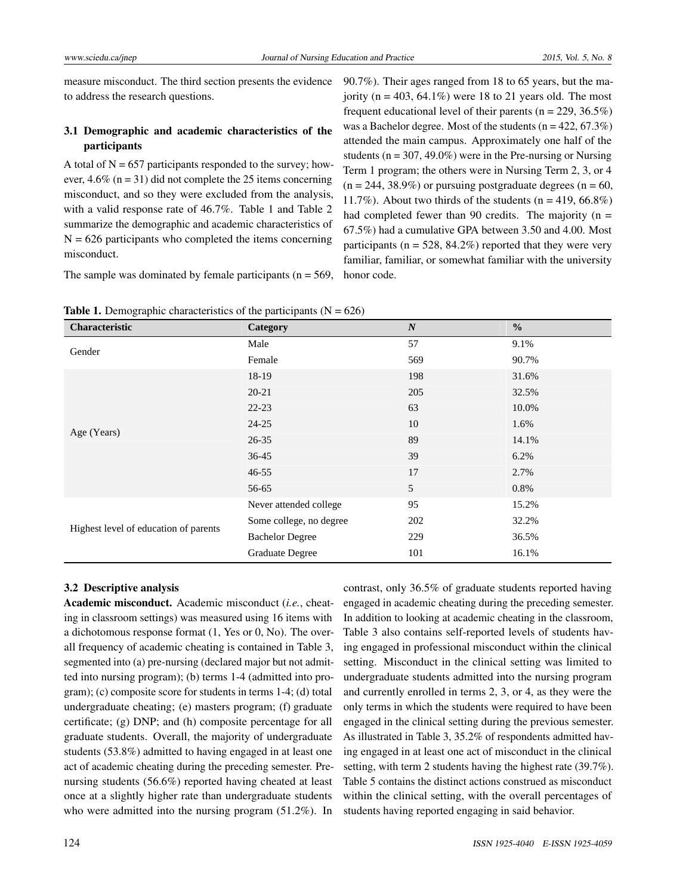measure misconduct. The third section presents the evidence to address the research questions.

### 3.1 Demographic and academic characteristics of the participants

A total of N = 657 participants responded to the survey; however, 4.6% (n = 31) did not complete the 25 items concerning misconduct, and so they were excluded from the analysis, with a valid response rate of 46.7%. Table 1 and Table 2 summarize the demographic and academic characteristics of N = 626 participants who completed the items concerning misconduct.

The sample was dominated by female participants (n = 569, 90.7%). Their ages ranged from 18 to 65 years, but the majority (n = 403, 64.1%) were 18 to 21 years old. The most frequent educational level of their parents (n = 229, 36.5%) was a Bachelor degree. Most of the students (n = 422, 67.3%) attended the main campus. Approximately one half of the students (n = 307, 49.0%) were in the Pre-nursing or Nursing Term 1 program; the others were in Nursing Term 2, 3, or 4 (n = 244, 38.9%) or pursuing postgraduate degrees (n = 60, 11.7%). About two thirds of the students (n = 419, 66.8%) had completed fewer than 90 credits. The majority (n = 67.5%) had a cumulative GPA between 3.50 and 4.00. Most participants (n = 528, 84.2%) reported that they were very familiar, familiar, or somewhat familiar with the university honor code.

**Table 1.** Demographic characteristics of the participants (N = 626)

| Characteristic | Category | *N* | % |
|---|---|---|---|
| Gender | Male | 57 | 9.1% |
| | Female | 569 | 90.7% |
| Age (Years) | 18-19 | 198 | 31.6% |
| | 20-21 | 205 | 32.5% |
| | 22-23 | 63 | 10.0% |
| | 24-25 | 10 | 1.6% |
| | 26-35 | 89 | 14.1% |
| | 36-45 | 39 | 6.2% |
| | 46-55 | 17 | 2.7% |
| | 56-65 | 5 | 0.8% |
| Highest level of education of parents | Never attended college | 95 | 15.2% |
| | Some college, no degree | 202 | 32.2% |
| | Bachelor Degree | 229 | 36.5% |
| | Graduate Degree | 101 | 16.1% |

### 3.2 Descriptive analysis

**Academic misconduct.** Academic misconduct (*i.e.*, cheating in classroom settings) was measured using 16 items with a dichotomous response format (1, Yes or 0, No). The overall frequency of academic cheating is contained in Table 3, segmented into (a) pre-nursing (declared major but not admitted into nursing program); (b) terms 1-4 (admitted into program); (c) composite score for students in terms 1-4; (d) total undergraduate cheating; (e) masters program; (f) graduate certificate; (g) DNP; and (h) composite percentage for all graduate students. Overall, the majority of undergraduate students (53.8%) admitted to having engaged in at least one act of academic cheating during the preceding semester. Pre-nursing students (56.6%) reported having cheated at least once at a slightly higher rate than undergraduate students who were admitted into the nursing program (51.2%). In contrast, only 36.5% of graduate students reported having engaged in academic cheating during the preceding semester. In addition to looking at academic cheating in the classroom, Table 3 also contains self-reported levels of students having engaged in professional misconduct within the clinical setting. Misconduct in the clinical setting was limited to undergraduate students admitted into the nursing program and currently enrolled in terms 2, 3, or 4, as they were the only terms in which the students were required to have been engaged in the clinical setting during the previous semester. As illustrated in Table 3, 35.2% of respondents admitted having engaged in at least one act of misconduct in the clinical setting, with term 2 students having the highest rate (39.7%). Table 5 contains the distinct actions construed as misconduct within the clinical setting, with the overall percentages of students having reported engaging in said behavior.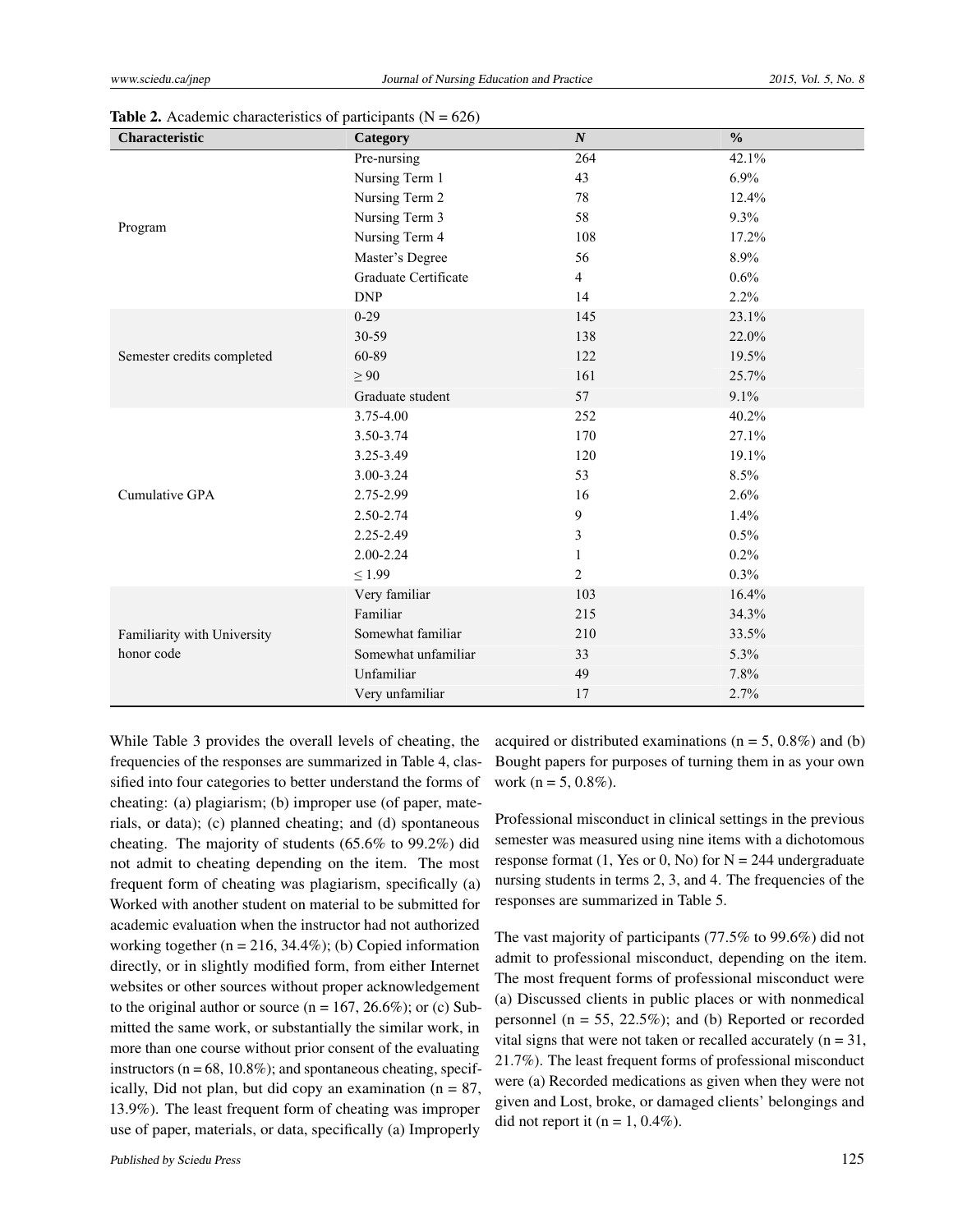**Table 2.** Academic characteristics of participants (N = 626)

| Characteristic | Category | *N* | % |
|---|---|---|---|
| Program | Pre-nursing | 264 | 42.1% |
| | Nursing Term 1 | 43 | 6.9% |
| | Nursing Term 2 | 78 | 12.4% |
| | Nursing Term 3 | 58 | 9.3% |
| | Nursing Term 4 | 108 | 17.2% |
| | Master's Degree | 56 | 8.9% |
| | Graduate Certificate | 4 | 0.6% |
| | DNP | 14 | 2.2% |
| Semester credits completed | 0-29 | 145 | 23.1% |
| | 30-59 | 138 | 22.0% |
| | 60-89 | 122 | 19.5% |
| | ≥ 90 | 161 | 25.7% |
| | Graduate student | 57 | 9.1% |
| Cumulative GPA | 3.75-4.00 | 252 | 40.2% |
| | 3.50-3.74 | 170 | 27.1% |
| | 3.25-3.49 | 120 | 19.1% |
| | 3.00-3.24 | 53 | 8.5% |
| | 2.75-2.99 | 16 | 2.6% |
| | 2.50-2.74 | 9 | 1.4% |
| | 2.25-2.49 | 3 | 0.5% |
| | 2.00-2.24 | 1 | 0.2% |
| | ≤ 1.99 | 2 | 0.3% |
| Familiarity with University honor code | Very familiar | 103 | 16.4% |
| | Familiar | 215 | 34.3% |
| | Somewhat familiar | 210 | 33.5% |
| | Somewhat unfamiliar | 33 | 5.3% |
| | Unfamiliar | 49 | 7.8% |
| | Very unfamiliar | 17 | 2.7% |

While Table 3 provides the overall levels of cheating, the frequencies of the responses are summarized in Table 4, classified into four categories to better understand the forms of cheating: (a) plagiarism; (b) improper use (of paper, materials, or data); (c) planned cheating; and (d) spontaneous cheating. The majority of students (65.6% to 99.2%) did not admit to cheating depending on the item. The most frequent form of cheating was plagiarism, specifically (a) Worked with another student on material to be submitted for academic evaluation when the instructor had not authorized working together (n = 216, 34.4%); (b) Copied information directly, or in slightly modified form, from either Internet websites or other sources without proper acknowledgement to the original author or source (n = 167, 26.6%); or (c) Submitted the same work, or substantially the similar work, in more than one course without prior consent of the evaluating instructors (n = 68, 10.8%); and spontaneous cheating, specifically, Did not plan, but did copy an examination (n = 87, 13.9%). The least frequent form of cheating was improper use of paper, materials, or data, specifically (a) Improperly acquired or distributed examinations (n = 5, 0.8%) and (b) Bought papers for purposes of turning them in as your own work (n = 5, 0.8%).

Professional misconduct in clinical settings in the previous semester was measured using nine items with a dichotomous response format (1, Yes or 0, No) for N = 244 undergraduate nursing students in terms 2, 3, and 4. The frequencies of the responses are summarized in Table 5.

The vast majority of participants (77.5% to 99.6%) did not admit to professional misconduct, depending on the item. The most frequent forms of professional misconduct were (a) Discussed clients in public places or with nonmedical personnel (n = 55, 22.5%); and (b) Reported or recorded vital signs that were not taken or recalled accurately (n = 31, 21.7%). The least frequent forms of professional misconduct were (a) Recorded medications as given when they were not given and Lost, broke, or damaged clients' belongings and did not report it (n = 1, 0.4%).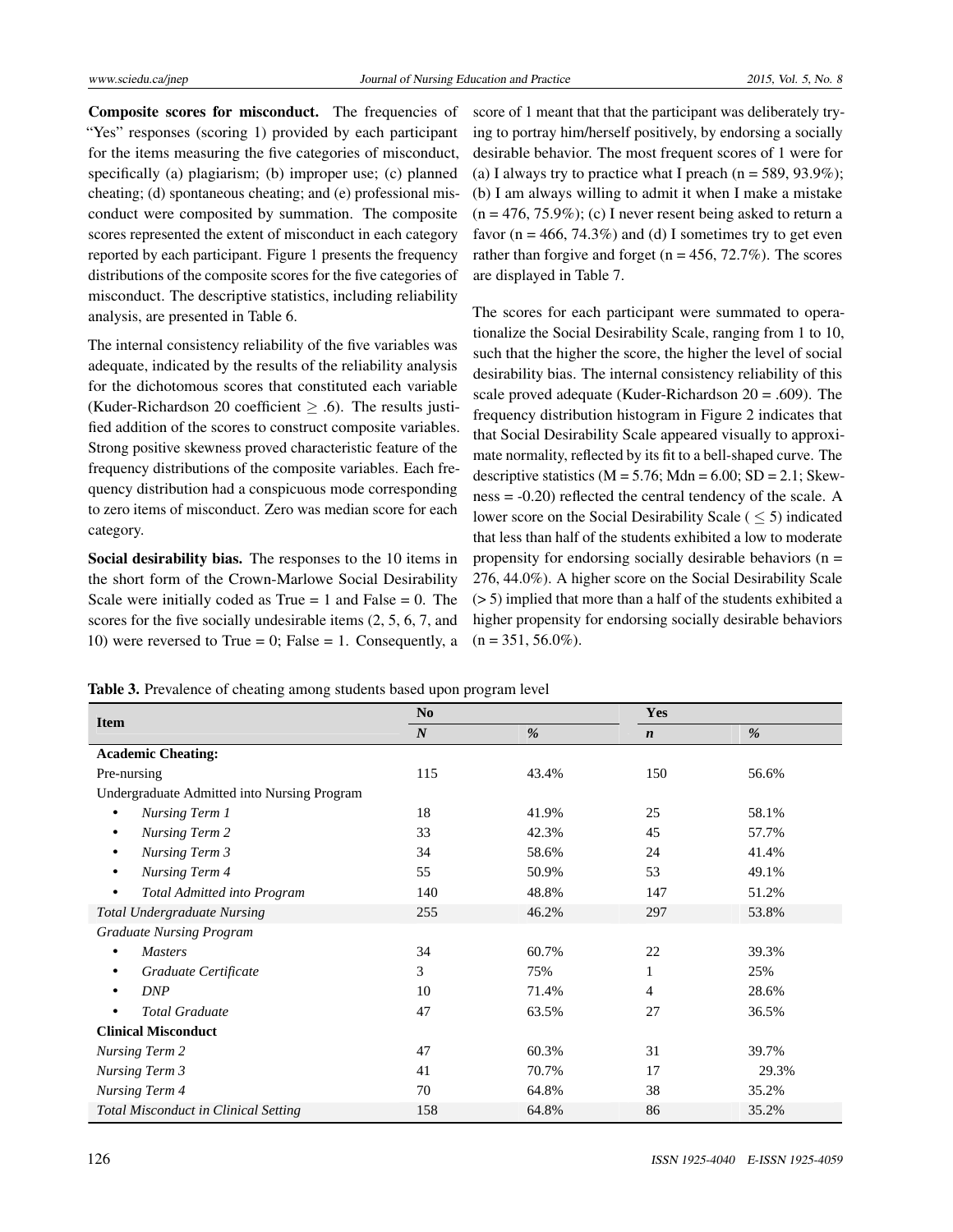**Composite scores for misconduct.** The frequencies of "Yes" responses (scoring 1) provided by each participant for the items measuring the five categories of misconduct, specifically (a) plagiarism; (b) improper use; (c) planned cheating; (d) spontaneous cheating; and (e) professional misconduct were composited by summation. The composite scores represented the extent of misconduct in each category reported by each participant. Figure 1 presents the frequency distributions of the composite scores for the five categories of misconduct. The descriptive statistics, including reliability analysis, are presented in Table 6.

The internal consistency reliability of the five variables was adequate, indicated by the results of the reliability analysis for the dichotomous scores that constituted each variable (Kuder-Richardson 20 coefficient $\geq$ .6). The results justified addition of the scores to construct composite variables. Strong positive skewness proved characteristic feature of the frequency distributions of the composite variables. Each frequency distribution had a conspicuous mode corresponding to zero items of misconduct. Zero was median score for each category.

**Social desirability bias.** The responses to the 10 items in the short form of the Crown-Marlowe Social Desirability Scale were initially coded as True = 1 and False = 0. The scores for the five socially undesirable items (2, 5, 6, 7, and 10) were reversed to True = 0; False = 1. Consequently, a score of 1 meant that that the participant was deliberately trying to portray him/herself positively, by endorsing a socially desirable behavior. The most frequent scores of 1 were for (a) I always try to practice what I preach (n = 589, 93.9%); (b) I am always willing to admit it when I make a mistake (n = 476, 75.9%); (c) I never resent being asked to return a favor (n = 466, 74.3%) and (d) I sometimes try to get even rather than forgive and forget (n = 456, 72.7%). The scores are displayed in Table 7.

The scores for each participant were summated to operationalize the Social Desirability Scale, ranging from 1 to 10, such that the higher the score, the higher the level of social desirability bias. The internal consistency reliability of this scale proved adequate (Kuder-Richardson 20 = .609). The frequency distribution histogram in Figure 2 indicates that that Social Desirability Scale appeared visually to approximate normality, reflected by its fit to a bell-shaped curve. The descriptive statistics (M = 5.76; Mdn = 6.00; SD = 2.1; Skewness = -0.20) reflected the central tendency of the scale. A lower score on the Social Desirability Scale ( $\leq$ 5) indicated that less than half of the students exhibited a low to moderate propensity for endorsing socially desirable behaviors (n = 276, 44.0%). A higher score on the Social Desirability Scale (> 5) implied that more than a half of the students exhibited a higher propensity for endorsing socially desirable behaviors (n = 351, 56.0%).

**Table 3.** Prevalence of cheating among students based upon program level

| Item | No | | Yes | |
|---|---|---|---|---|
| | *N* | *%* | *n* | *%* |
| **Academic Cheating:** | | | | |
| Pre-nursing | 115 | 43.4% | 150 | 56.6% |
| Undergraduate Admitted into Nursing Program | | | | |
| • *Nursing Term 1* | 18 | 41.9% | 25 | 58.1% |
| • *Nursing Term 2* | 33 | 42.3% | 45 | 57.7% |
| • *Nursing Term 3* | 34 | 58.6% | 24 | 41.4% |
| • *Nursing Term 4* | 55 | 50.9% | 53 | 49.1% |
| • *Total Admitted into Program* | 140 | 48.8% | 147 | 51.2% |
| *Total Undergraduate Nursing* | 255 | 46.2% | 297 | 53.8% |
| *Graduate Nursing Program* | | | | |
| • *Masters* | 34 | 60.7% | 22 | 39.3% |
| • *Graduate Certificate* | 3 | 75% | 1 | 25% |
| • *DNP* | 10 | 71.4% | 4 | 28.6% |
| • *Total Graduate* | 47 | 63.5% | 27 | 36.5% |
| **Clinical Misconduct** | | | | |
| *Nursing Term 2* | 47 | 60.3% | 31 | 39.7% |
| *Nursing Term 3* | 41 | 70.7% | 17 | 29.3% |
| *Nursing Term 4* | 70 | 64.8% | 38 | 35.2% |
| *Total Misconduct in Clinical Setting* | 158 | 64.8% | 86 | 35.2% |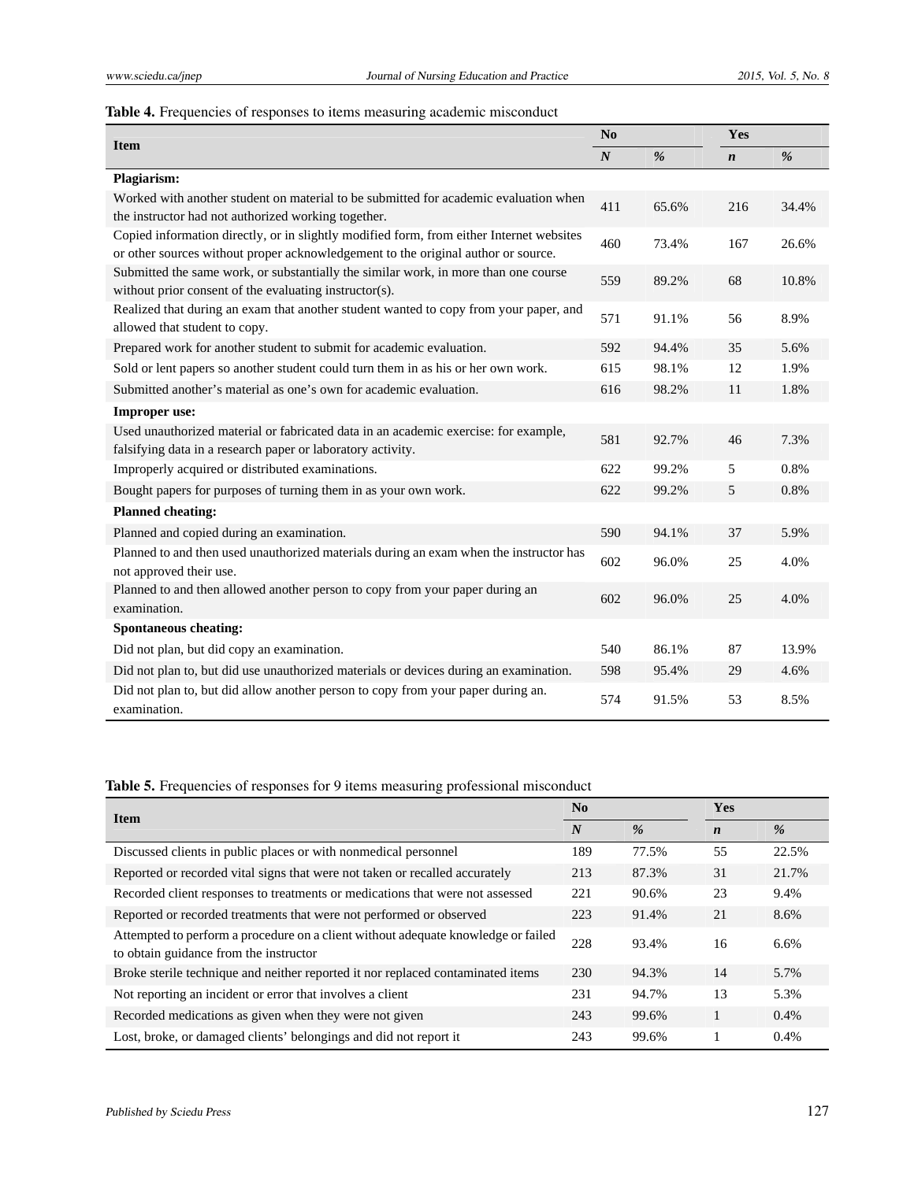**Table 4.** Frequencies of responses to items measuring academic misconduct

| Item | No | | Yes | |
|---|---|---|---|---|
| | ***N*** | ***%*** | ***n*** | ***%*** |
| **Plagiarism:** | | | | |
| Worked with another student on material to be submitted for academic evaluation when the instructor had not authorized working together. | 411 | 65.6% | 216 | 34.4% |
| Copied information directly, or in slightly modified form, from either Internet websites or other sources without proper acknowledgement to the original author or source. | 460 | 73.4% | 167 | 26.6% |
| Submitted the same work, or substantially the similar work, in more than one course without prior consent of the evaluating instructor(s). | 559 | 89.2% | 68 | 10.8% |
| Realized that during an exam that another student wanted to copy from your paper, and allowed that student to copy. | 571 | 91.1% | 56 | 8.9% |
| Prepared work for another student to submit for academic evaluation. | 592 | 94.4% | 35 | 5.6% |
| Sold or lent papers so another student could turn them in as his or her own work. | 615 | 98.1% | 12 | 1.9% |
| Submitted another's material as one's own for academic evaluation. | 616 | 98.2% | 11 | 1.8% |
| **Improper use:** | | | | |
| Used unauthorized material or fabricated data in an academic exercise: for example, falsifying data in a research paper or laboratory activity. | 581 | 92.7% | 46 | 7.3% |
| Improperly acquired or distributed examinations. | 622 | 99.2% | 5 | 0.8% |
| Bought papers for purposes of turning them in as your own work. | 622 | 99.2% | 5 | 0.8% |
| **Planned cheating:** | | | | |
| Planned and copied during an examination. | 590 | 94.1% | 37 | 5.9% |
| Planned to and then used unauthorized materials during an exam when the instructor has not approved their use. | 602 | 96.0% | 25 | 4.0% |
| Planned to and then allowed another person to copy from your paper during an examination. | 602 | 96.0% | 25 | 4.0% |
| **Spontaneous cheating:** | | | | |
| Did not plan, but did copy an examination. | 540 | 86.1% | 87 | 13.9% |
| Did not plan to, but did use unauthorized materials or devices during an examination. | 598 | 95.4% | 29 | 4.6% |
| Did not plan to, but did allow another person to copy from your paper during an. examination. | 574 | 91.5% | 53 | 8.5% |

**Table 5.** Frequencies of responses for 9 items measuring professional misconduct

| Item | No | | Yes | |
|---|---|---|---|---|
| | ***N*** | ***%*** | ***n*** | ***%*** |
| Discussed clients in public places or with nonmedical personnel | 189 | 77.5% | 55 | 22.5% |
| Reported or recorded vital signs that were not taken or recalled accurately | 213 | 87.3% | 31 | 21.7% |
| Recorded client responses to treatments or medications that were not assessed | 221 | 90.6% | 23 | 9.4% |
| Reported or recorded treatments that were not performed or observed | 223 | 91.4% | 21 | 8.6% |
| Attempted to perform a procedure on a client without adequate knowledge or failed to obtain guidance from the instructor | 228 | 93.4% | 16 | 6.6% |
| Broke sterile technique and neither reported it nor replaced contaminated items | 230 | 94.3% | 14 | 5.7% |
| Not reporting an incident or error that involves a client | 231 | 94.7% | 13 | 5.3% |
| Recorded medications as given when they were not given | 243 | 99.6% | 1 | 0.4% |
| Lost, broke, or damaged clients' belongings and did not report it | 243 | 99.6% | 1 | 0.4% |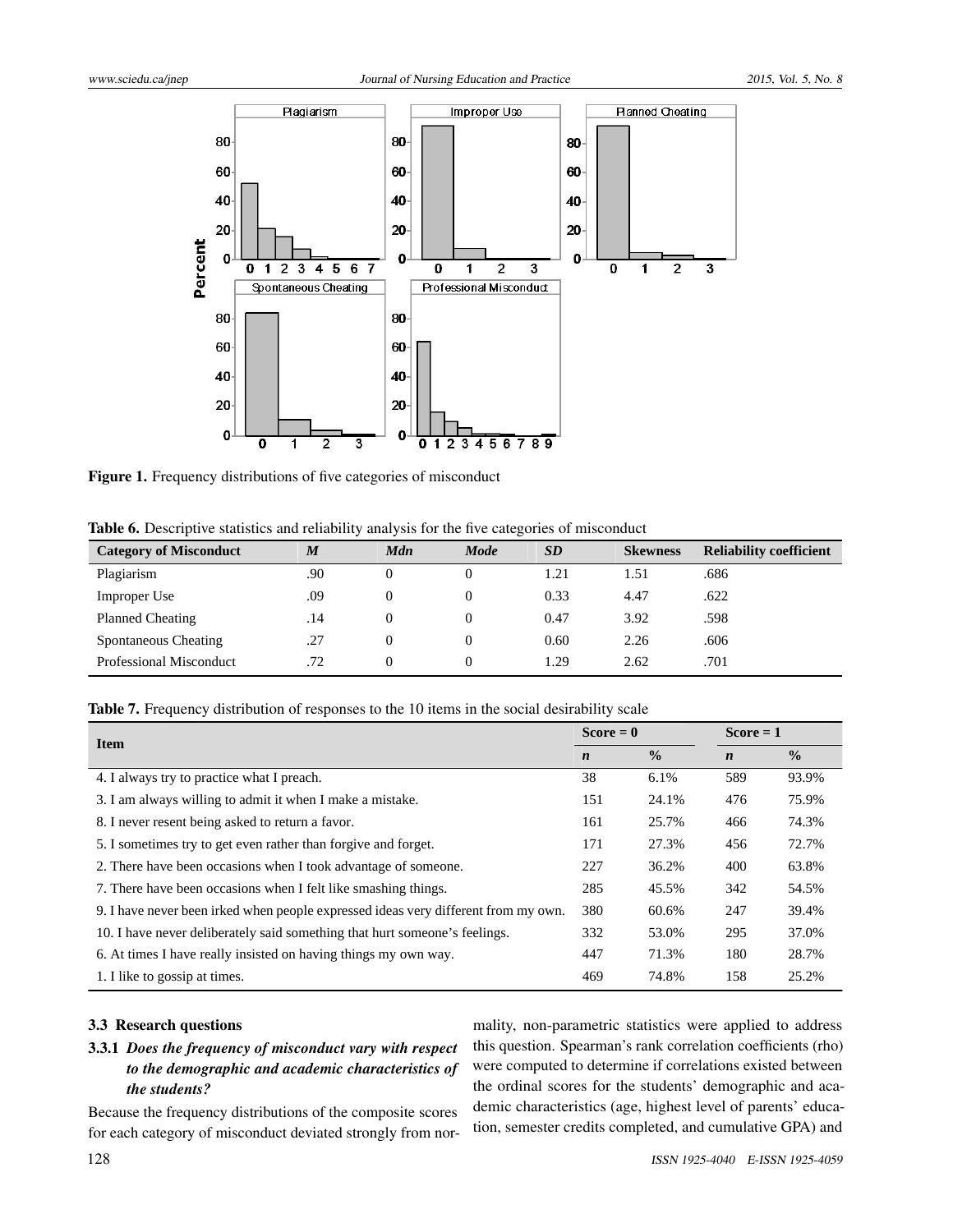Figure 1. Frequency distributions of five categories of misconduct

**Table 6.** Descriptive statistics and reliability analysis for the five categories of misconduct

| Category of Misconduct | *M* | *Mdn* | *Mode* | *SD* | Skewness | Reliability coefficient |
|---|---|---|---|---|---|---|
| Plagiarism | .90 | 0 | 0 | 1.21 | 1.51 | .686 |
| Improper Use | .09 | 0 | 0 | 0.33 | 4.47 | .622 |
| Planned Cheating | .14 | 0 | 0 | 0.47 | 3.92 | .598 |
| Spontaneous Cheating | .27 | 0 | 0 | 0.60 | 2.26 | .606 |
| Professional Misconduct | .72 | 0 | 0 | 1.29 | 2.62 | .701 |

**Table 7.** Frequency distribution of responses to the 10 items in the social desirability scale

| Item | Score = 0 | | Score = 1 | |
|---|---|---|---|---|
| | *n* | % | *n* | % |
| 4. I always try to practice what I preach. | 38 | 6.1% | 589 | 93.9% |
| 3. I am always willing to admit it when I make a mistake. | 151 | 24.1% | 476 | 75.9% |
| 8. I never resent being asked to return a favor. | 161 | 25.7% | 466 | 74.3% |
| 5. I sometimes try to get even rather than forgive and forget. | 171 | 27.3% | 456 | 72.7% |
| 2. There have been occasions when I took advantage of someone. | 227 | 36.2% | 400 | 63.8% |
| 7. There have been occasions when I felt like smashing things. | 285 | 45.5% | 342 | 54.5% |
| 9. I have never been irked when people expressed ideas very different from my own. | 380 | 60.6% | 247 | 39.4% |
| 10. I have never deliberately said something that hurt someone's feelings. | 332 | 53.0% | 295 | 37.0% |
| 6. At times I have really insisted on having things my own way. | 447 | 71.3% | 180 | 28.7% |
| 1. I like to gossip at times. | 469 | 74.8% | 158 | 25.2% |

### 3.3 Research questions

#### 3.3.1 *Does the frequency of misconduct vary with respect to the demographic and academic characteristics of the students?*

Because the frequency distributions of the composite scores for each category of misconduct deviated strongly from normality, non-parametric statistics were applied to address this question. Spearman's rank correlation coefficients (rho) were computed to determine if correlations existed between the ordinal scores for the students' demographic and academic characteristics (age, highest level of parents' education, semester credits completed, and cumulative GPA) and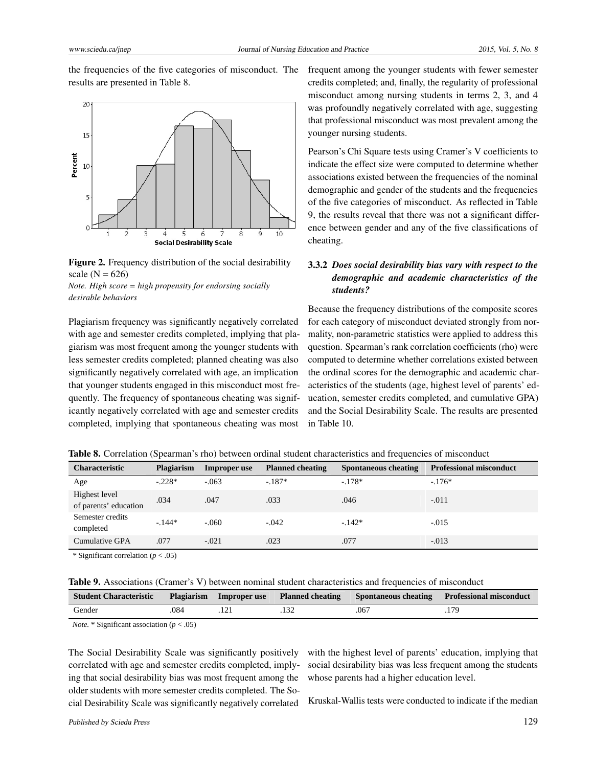the frequencies of the five categories of misconduct. The results are presented in Table 8.

**Figure 2.** Frequency distribution of the social desirability scale (N = 626)
*Note. High score = high propensity for endorsing socially desirable behaviors*

Plagiarism frequency was significantly negatively correlated with age and semester credits completed, implying that plagiarism was most frequent among the younger students with less semester credits completed; planned cheating was also significantly negatively correlated with age, an implication that younger students engaged in this misconduct most frequently. The frequency of spontaneous cheating was significantly negatively correlated with age and semester credits completed, implying that spontaneous cheating was most frequent among the younger students with fewer semester credits completed; and, finally, the regularity of professional misconduct among nursing students in terms 2, 3, and 4 was profoundly negatively correlated with age, suggesting that professional misconduct was most prevalent among the younger nursing students.

Pearson's Chi Square tests using Cramer's V coefficients to indicate the effect size were computed to determine whether associations existed between the frequencies of the nominal demographic and gender of the students and the frequencies of the five categories of misconduct. As reflected in Table 9, the results reveal that there was not a significant difference between gender and any of the five classifications of cheating.

### 3.3.2 *Does social desirability bias vary with respect to the demographic and academic characteristics of the students?*

Because the frequency distributions of the composite scores for each category of misconduct deviated strongly from normality, non-parametric statistics were applied to address this question. Spearman's rank correlation coefficients (rho) were computed to determine whether correlations existed between the ordinal scores for the demographic and academic characteristics of the students (age, highest level of parents' education, semester credits completed, and cumulative GPA) and the Social Desirability Scale. The results are presented in Table 10.

**Table 8.** Correlation (Spearman's rho) between ordinal student characteristics and frequencies of misconduct

| Characteristic | Plagiarism | Improper use | Planned cheating | Spontaneous cheating | Professional misconduct |
|---|---|---|---|---|---|
| Age | -.228* | -.063 | -.187* | -.178* | -.176* |
| Highest level of parents' education | .034 | .047 | .033 | .046 | -.011 |
| Semester credits completed | -.144* | -.060 | -.042 | -.142* | -.015 |
| Cumulative GPA | .077 | -.021 | .023 | .077 | -.013 |

\* Significant correlation ($p < .05$)

**Table 9.** Associations (Cramer's V) between nominal student characteristics and frequencies of misconduct

| Student Characteristic | Plagiarism | Improper use | Planned cheating | Spontaneous cheating | Professional misconduct |
|---|---|---|---|---|---|
| Gender | .084 | .121 | .132 | .067 | .179 |

*Note.* * Significant association ($p < .05$)

The Social Desirability Scale was significantly positively correlated with age and semester credits completed, implying that social desirability bias was most frequent among the older students with more semester credits completed. The Social Desirability Scale was significantly negatively correlated with the highest level of parents' education, implying that social desirability bias was less frequent among the students whose parents had a higher education level.

Kruskal-Wallis tests were conducted to indicate if the median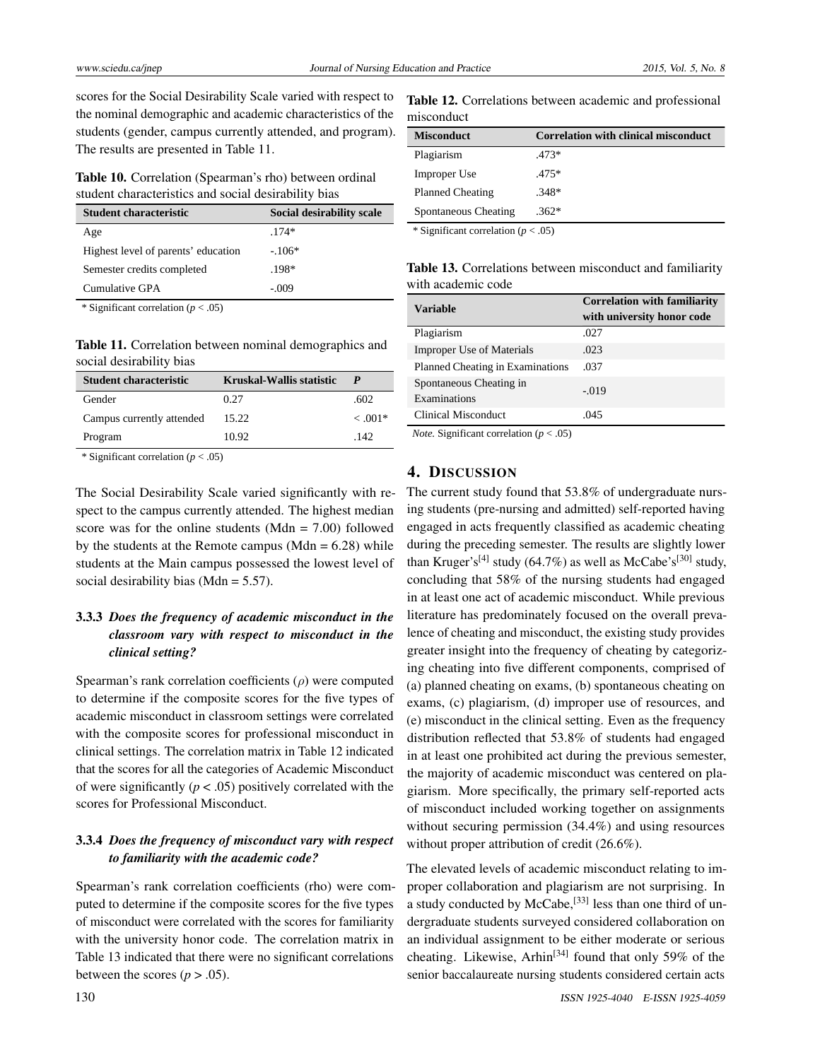scores for the Social Desirability Scale varied with respect to the nominal demographic and academic characteristics of the students (gender, campus currently attended, and program). The results are presented in Table 11.

**Table 10.** Correlation (Spearman's rho) between ordinal student characteristics and social desirability bias

| Student characteristic | Social desirability scale |
|---|---|
| Age | .174* |
| Highest level of parents' education | -.106* |
| Semester credits completed | .198* |
| Cumulative GPA | -.009 |

\* Significant correlation ($p < .05$)

**Table 11.** Correlation between nominal demographics and social desirability bias

| Student characteristic | Kruskal-Wallis statistic | P |
|---|---|---|
| Gender | 0.27 | .602 |
| Campus currently attended | 15.22 | < .001* |
| Program | 10.92 | .142 |

\* Significant correlation ($p < .05$)

The Social Desirability Scale varied significantly with respect to the campus currently attended. The highest median score was for the online students (Mdn = 7.00) followed by the students at the Remote campus (Mdn = 6.28) while students at the Main campus possessed the lowest level of social desirability bias (Mdn = 5.57).

#### 3.3.3 *Does the frequency of academic misconduct in the classroom vary with respect to misconduct in the clinical setting?*

Spearman's rank correlation coefficients ($\rho$) were computed to determine if the composite scores for the five types of academic misconduct in classroom settings were correlated with the composite scores for professional misconduct in clinical settings. The correlation matrix in Table 12 indicated that the scores for all the categories of Academic Misconduct of were significantly ($p < .05$) positively correlated with the scores for Professional Misconduct.

#### 3.3.4 *Does the frequency of misconduct vary with respect to familiarity with the academic code?*

Spearman's rank correlation coefficients (rho) were computed to determine if the composite scores for the five types of misconduct were correlated with the scores for familiarity with the university honor code. The correlation matrix in Table 13 indicated that there were no significant correlations between the scores ($p > .05$).

**Table 12.** Correlations between academic and professional misconduct

| Misconduct | Correlation with clinical misconduct |
|---|---|
| Plagiarism | .473* |
| Improper Use | .475* |
| Planned Cheating | .348* |
| Spontaneous Cheating | .362* |

\* Significant correlation ($p < .05$)

**Table 13.** Correlations between misconduct and familiarity with academic code

| Variable | Correlation with familiarity with university honor code |
|---|---|
| Plagiarism | .027 |
| Improper Use of Materials | .023 |
| Planned Cheating in Examinations | .037 |
| Spontaneous Cheating in Examinations | -.019 |
| Clinical Misconduct | .045 |

*Note.* Significant correlation ($p < .05$)

## 4. Discussion

The current study found that 53.8% of undergraduate nursing students (pre-nursing and admitted) self-reported having engaged in acts frequently classified as academic cheating during the preceding semester. The results are slightly lower than Kruger's[4] study (64.7%) as well as McCabe's[30] study, concluding that 58% of the nursing students had engaged in at least one act of academic misconduct. While previous literature has predominately focused on the overall prevalence of cheating and misconduct, the existing study provides greater insight into the frequency of cheating by categorizing cheating into five different components, comprised of (a) planned cheating on exams, (b) spontaneous cheating on exams, (c) plagiarism, (d) improper use of resources, and (e) misconduct in the clinical setting. Even as the frequency distribution reflected that 53.8% of students had engaged in at least one prohibited act during the previous semester, the majority of academic misconduct was centered on plagiarism. More specifically, the primary self-reported acts of misconduct included working together on assignments without securing permission (34.4%) and using resources without proper attribution of credit (26.6%).

The elevated levels of academic misconduct relating to improper collaboration and plagiarism are not surprising. In a study conducted by McCabe,[33] less than one third of undergraduate students surveyed considered collaboration on an individual assignment to be either moderate or serious cheating. Likewise, Arhin[34] found that only 59% of the senior baccalaureate nursing students considered certain acts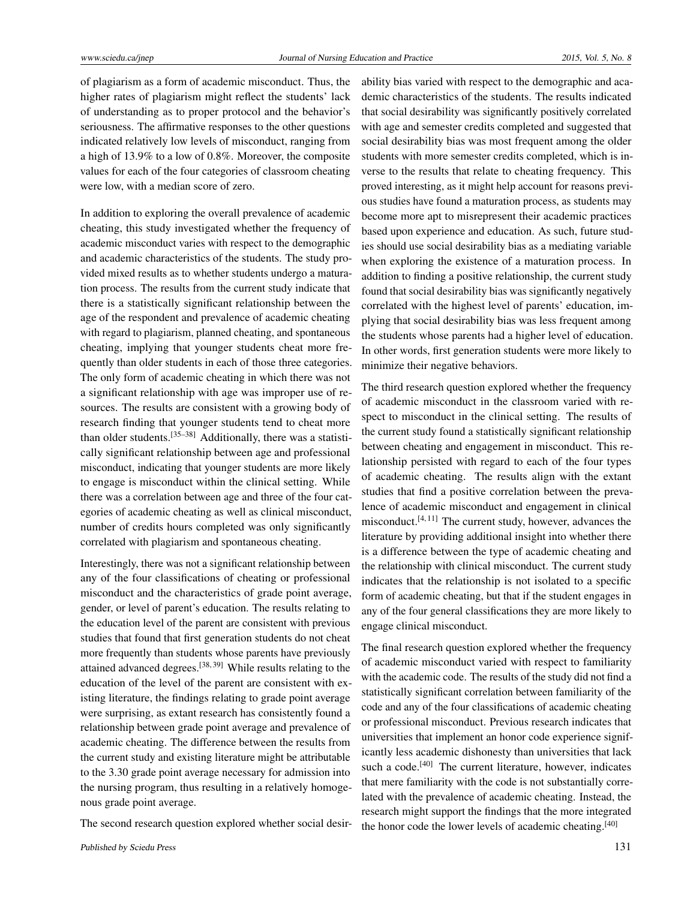of plagiarism as a form of academic misconduct. Thus, the higher rates of plagiarism might reflect the students' lack of understanding as to proper protocol and the behavior's seriousness. The affirmative responses to the other questions indicated relatively low levels of misconduct, ranging from a high of 13.9% to a low of 0.8%. Moreover, the composite values for each of the four categories of classroom cheating were low, with a median score of zero.

In addition to exploring the overall prevalence of academic cheating, this study investigated whether the frequency of academic misconduct varies with respect to the demographic and academic characteristics of the students. The study provided mixed results as to whether students undergo a maturation process. The results from the current study indicate that there is a statistically significant relationship between the age of the respondent and prevalence of academic cheating with regard to plagiarism, planned cheating, and spontaneous cheating, implying that younger students cheat more frequently than older students in each of those three categories. The only form of academic cheating in which there was not a significant relationship with age was improper use of resources. The results are consistent with a growing body of research finding that younger students tend to cheat more than older students.[35–38] Additionally, there was a statistically significant relationship between age and professional misconduct, indicating that younger students are more likely to engage is misconduct within the clinical setting. While there was a correlation between age and three of the four categories of academic cheating as well as clinical misconduct, number of credits hours completed was only significantly correlated with plagiarism and spontaneous cheating.

Interestingly, there was not a significant relationship between any of the four classifications of cheating or professional misconduct and the characteristics of grade point average, gender, or level of parent's education. The results relating to the education level of the parent are consistent with previous studies that found that first generation students do not cheat more frequently than students whose parents have previously attained advanced degrees.[38, 39] While results relating to the education of the level of the parent are consistent with existing literature, the findings relating to grade point average were surprising, as extant research has consistently found a relationship between grade point average and prevalence of academic cheating. The difference between the results from the current study and existing literature might be attributable to the 3.30 grade point average necessary for admission into the nursing program, thus resulting in a relatively homogenous grade point average.

The second research question explored whether social desirability bias varied with respect to the demographic and academic characteristics of the students. The results indicated that social desirability was significantly positively correlated with age and semester credits completed and suggested that social desirability bias was most frequent among the older students with more semester credits completed, which is inverse to the results that relate to cheating frequency. This proved interesting, as it might help account for reasons previous studies have found a maturation process, as students may become more apt to misrepresent their academic practices based upon experience and education. As such, future studies should use social desirability bias as a mediating variable when exploring the existence of a maturation process. In addition to finding a positive relationship, the current study found that social desirability bias was significantly negatively correlated with the highest level of parents' education, implying that social desirability bias was less frequent among the students whose parents had a higher level of education. In other words, first generation students were more likely to minimize their negative behaviors.

The third research question explored whether the frequency of academic misconduct in the classroom varied with respect to misconduct in the clinical setting. The results of the current study found a statistically significant relationship between cheating and engagement in misconduct. This relationship persisted with regard to each of the four types of academic cheating. The results align with the extant studies that find a positive correlation between the prevalence of academic misconduct and engagement in clinical misconduct.[4, 11] The current study, however, advances the literature by providing additional insight into whether there is a difference between the type of academic cheating and the relationship with clinical misconduct. The current study indicates that the relationship is not isolated to a specific form of academic cheating, but that if the student engages in any of the four general classifications they are more likely to engage clinical misconduct.

The final research question explored whether the frequency of academic misconduct varied with respect to familiarity with the academic code. The results of the study did not find a statistically significant correlation between familiarity of the code and any of the four classifications of academic cheating or professional misconduct. Previous research indicates that universities that implement an honor code experience significantly less academic dishonesty than universities that lack such a code.[40] The current literature, however, indicates that mere familiarity with the code is not substantially correlated with the prevalence of academic cheating. Instead, the research might support the findings that the more integrated the honor code the lower levels of academic cheating.[40]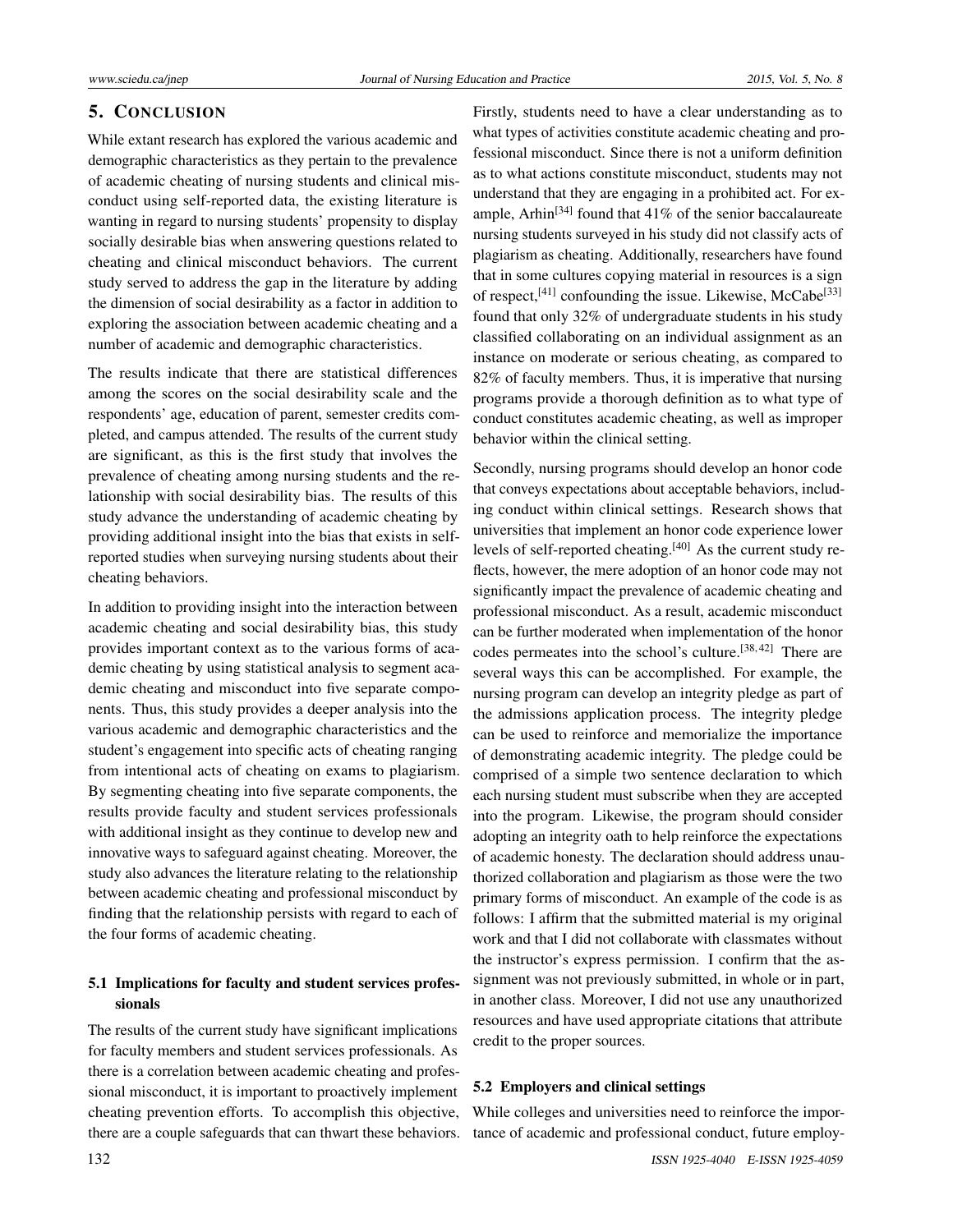## 5. CONCLUSION

While extant research has explored the various academic and demographic characteristics as they pertain to the prevalence of academic cheating of nursing students and clinical misconduct using self-reported data, the existing literature is wanting in regard to nursing students' propensity to display socially desirable bias when answering questions related to cheating and clinical misconduct behaviors. The current study served to address the gap in the literature by adding the dimension of social desirability as a factor in addition to exploring the association between academic cheating and a number of academic and demographic characteristics.

The results indicate that there are statistical differences among the scores on the social desirability scale and the respondents' age, education of parent, semester credits completed, and campus attended. The results of the current study are significant, as this is the first study that involves the prevalence of cheating among nursing students and the relationship with social desirability bias. The results of this study advance the understanding of academic cheating by providing additional insight into the bias that exists in self-reported studies when surveying nursing students about their cheating behaviors.

In addition to providing insight into the interaction between academic cheating and social desirability bias, this study provides important context as to the various forms of academic cheating by using statistical analysis to segment academic cheating and misconduct into five separate components. Thus, this study provides a deeper analysis into the various academic and demographic characteristics and the student's engagement into specific acts of cheating ranging from intentional acts of cheating on exams to plagiarism. By segmenting cheating into five separate components, the results provide faculty and student services professionals with additional insight as they continue to develop new and innovative ways to safeguard against cheating. Moreover, the study also advances the literature relating to the relationship between academic cheating and professional misconduct by finding that the relationship persists with regard to each of the four forms of academic cheating.

### 5.1 Implications for faculty and student services professionals

The results of the current study have significant implications for faculty members and student services professionals. As there is a correlation between academic cheating and professional misconduct, it is important to proactively implement cheating prevention efforts. To accomplish this objective, there are a couple safeguards that can thwart these behaviors. Firstly, students need to have a clear understanding as to what types of activities constitute academic cheating and professional misconduct. Since there is not a uniform definition as to what actions constitute misconduct, students may not understand that they are engaging in a prohibited act. For example, Arhin[34] found that 41% of the senior baccalaureate nursing students surveyed in his study did not classify acts of plagiarism as cheating. Additionally, researchers have found that in some cultures copying material in resources is a sign of respect,[41] confounding the issue. Likewise, McCabe[33] found that only 32% of undergraduate students in his study classified collaborating on an individual assignment as an instance on moderate or serious cheating, as compared to 82% of faculty members. Thus, it is imperative that nursing programs provide a thorough definition as to what type of conduct constitutes academic cheating, as well as improper behavior within the clinical setting.

Secondly, nursing programs should develop an honor code that conveys expectations about acceptable behaviors, including conduct within clinical settings. Research shows that universities that implement an honor code experience lower levels of self-reported cheating.[40] As the current study reflects, however, the mere adoption of an honor code may not significantly impact the prevalence of academic cheating and professional misconduct. As a result, academic misconduct can be further moderated when implementation of the honor codes permeates into the school's culture.[38, 42] There are several ways this can be accomplished. For example, the nursing program can develop an integrity pledge as part of the admissions application process. The integrity pledge can be used to reinforce and memorialize the importance of demonstrating academic integrity. The pledge could be comprised of a simple two sentence declaration to which each nursing student must subscribe when they are accepted into the program. Likewise, the program should consider adopting an integrity oath to help reinforce the expectations of academic honesty. The declaration should address unauthorized collaboration and plagiarism as those were the two primary forms of misconduct. An example of the code is as follows: I affirm that the submitted material is my original work and that I did not collaborate with classmates without the instructor's express permission. I confirm that the assignment was not previously submitted, in whole or in part, in another class. Moreover, I did not use any unauthorized resources and have used appropriate citations that attribute credit to the proper sources.

### 5.2 Employers and clinical settings

While colleges and universities need to reinforce the importance of academic and professional conduct, future employ-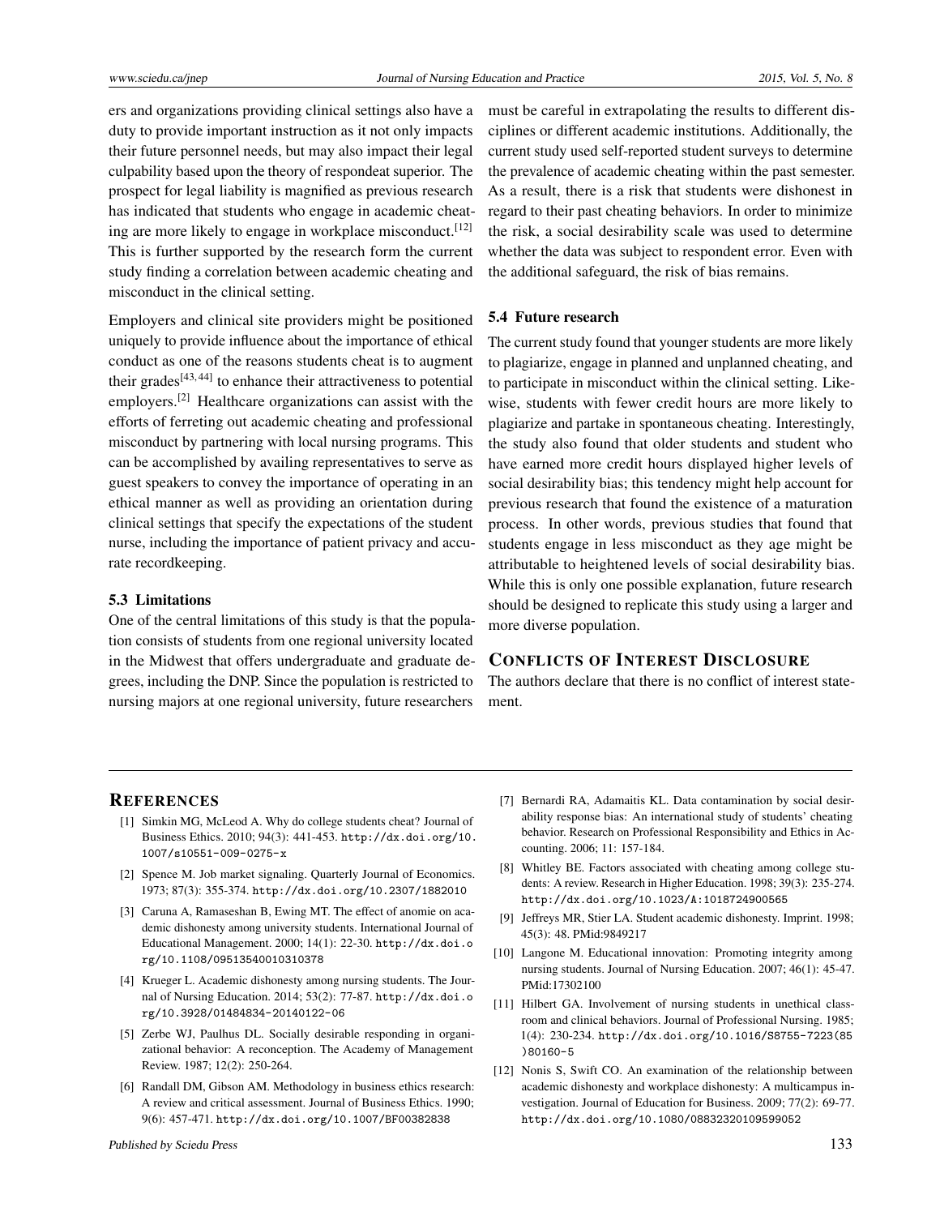ers and organizations providing clinical settings also have a duty to provide important instruction as it not only impacts their future personnel needs, but may also impact their legal culpability based upon the theory of respondeat superior. The prospect for legal liability is magnified as previous research has indicated that students who engage in academic cheating are more likely to engage in workplace misconduct.[12] This is further supported by the research form the current study finding a correlation between academic cheating and misconduct in the clinical setting.

Employers and clinical site providers might be positioned uniquely to provide influence about the importance of ethical conduct as one of the reasons students cheat is to augment their grades[43,44] to enhance their attractiveness to potential employers.[2] Healthcare organizations can assist with the efforts of ferreting out academic cheating and professional misconduct by partnering with local nursing programs. This can be accomplished by availing representatives to serve as guest speakers to convey the importance of operating in an ethical manner as well as providing an orientation during clinical settings that specify the expectations of the student nurse, including the importance of patient privacy and accurate recordkeeping.

### 5.3 Limitations

One of the central limitations of this study is that the population consists of students from one regional university located in the Midwest that offers undergraduate and graduate degrees, including the DNP. Since the population is restricted to nursing majors at one regional university, future researchers must be careful in extrapolating the results to different disciplines or different academic institutions. Additionally, the current study used self-reported student surveys to determine the prevalence of academic cheating within the past semester. As a result, there is a risk that students were dishonest in regard to their past cheating behaviors. In order to minimize the risk, a social desirability scale was used to determine whether the data was subject to respondent error. Even with the additional safeguard, the risk of bias remains.

### 5.4 Future research

The current study found that younger students are more likely to plagiarize, engage in planned and unplanned cheating, and to participate in misconduct within the clinical setting. Likewise, students with fewer credit hours are more likely to plagiarize and partake in spontaneous cheating. Interestingly, the study also found that older students and student who have earned more credit hours displayed higher levels of social desirability bias; this tendency might help account for previous research that found the existence of a maturation process. In other words, previous studies that found that students engage in less misconduct as they age might be attributable to heightened levels of social desirability bias. While this is only one possible explanation, future research should be designed to replicate this study using a larger and more diverse population.

## Conflicts of Interest Disclosure

The authors declare that there is no conflict of interest statement.

## References

[1] Simkin MG, McLeod A. Why do college students cheat? Journal of Business Ethics. 2010; 94(3): 441-453. http://dx.doi.org/10.1007/s10551-009-0275-x

[2] Spence M. Job market signaling. Quarterly Journal of Economics. 1973; 87(3): 355-374. http://dx.doi.org/10.2307/1882010

[3] Caruna A, Ramaseshan B, Ewing MT. The effect of anomie on academic dishonesty among university students. International Journal of Educational Management. 2000; 14(1): 22-30. http://dx.doi.org/10.1108/09513540010310378

[4] Krueger L. Academic dishonesty among nursing students. The Journal of Nursing Education. 2014; 53(2): 77-87. http://dx.doi.org/10.3928/01484834-20140122-06

[5] Zerbe WJ, Paulhus DL. Socially desirable responding in organizational behavior: A reconception. The Academy of Management Review. 1987; 12(2): 250-264.

[6] Randall DM, Gibson AM. Methodology in business ethics research: A review and critical assessment. Journal of Business Ethics. 1990; 9(6): 457-471. http://dx.doi.org/10.1007/BF00382838

[7] Bernardi RA, Adamaitis KL. Data contamination by social desirability response bias: An international study of students' cheating behavior. Research on Professional Responsibility and Ethics in Accounting. 2006; 11: 157-184.

[8] Whitley BE. Factors associated with cheating among college students: A review. Research in Higher Education. 1998; 39(3): 235-274. http://dx.doi.org/10.1023/A:1018724900565

[9] Jeffreys MR, Stier LA. Student academic dishonesty. Imprint. 1998; 45(3): 48. PMid:9849217

[10] Langone M. Educational innovation: Promoting integrity among nursing students. Journal of Nursing Education. 2007; 46(1): 45-47. PMid:17302100

[11] Hilbert GA. Involvement of nursing students in unethical classroom and clinical behaviors. Journal of Professional Nursing. 1985; 1(4): 230-234. http://dx.doi.org/10.1016/S8755-7223(85)80160-5

[12] Nonis S, Swift CO. An examination of the relationship between academic dishonesty and workplace dishonesty: A multicampus investigation. Journal of Education for Business. 2009; 77(2): 69-77. http://dx.doi.org/10.1080/08832320109599052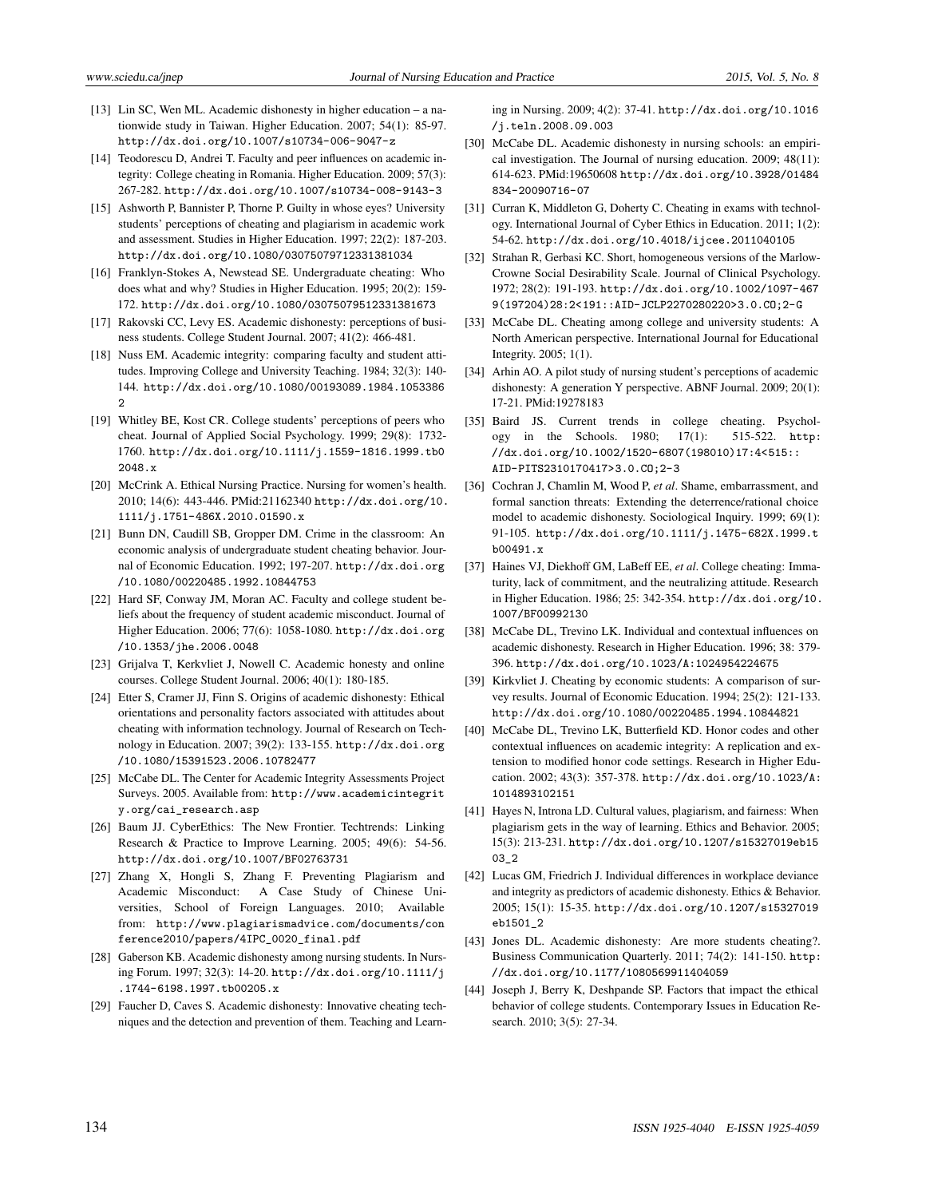[13] Lin SC, Wen ML. Academic dishonesty in higher education – a nationwide study in Taiwan. Higher Education. 2007; 54(1): 85-97. http://dx.doi.org/10.1007/s10734-006-9047-z

[14] Teodorescu D, Andrei T. Faculty and peer influences on academic integrity: College cheating in Romania. Higher Education. 2009; 57(3): 267-282. http://dx.doi.org/10.1007/s10734-008-9143-3

[15] Ashworth P, Bannister P, Thorne P. Guilty in whose eyes? University students' perceptions of cheating and plagiarism in academic work and assessment. Studies in Higher Education. 1997; 22(2): 187-203. http://dx.doi.org/10.1080/03075079712331381034

[16] Franklyn-Stokes A, Newstead SE. Undergraduate cheating: Who does what and why? Studies in Higher Education. 1995; 20(2): 159-172. http://dx.doi.org/10.1080/03075079512331381673

[17] Rakovski CC, Levy ES. Academic dishonesty: perceptions of business students. College Student Journal. 2007; 41(2): 466-481.

[18] Nuss EM. Academic integrity: comparing faculty and student attitudes. Improving College and University Teaching. 1984; 32(3): 140-144. http://dx.doi.org/10.1080/00193089.1984.10533862

[19] Whitley BE, Kost CR. College students' perceptions of peers who cheat. Journal of Applied Social Psychology. 1999; 29(8): 1732-1760. http://dx.doi.org/10.1111/j.1559-1816.1999.tb02048.x

[20] McCrink A. Ethical Nursing Practice. Nursing for women's health. 2010; 14(6): 443-446. PMid:21162340 http://dx.doi.org/10.1111/j.1751-486X.2010.01590.x

[21] Bunn DN, Caudill SB, Gropper DM. Crime in the classroom: An economic analysis of undergraduate student cheating behavior. Journal of Economic Education. 1992; 197-207. http://dx.doi.org/10.1080/00220485.1992.10844753

[22] Hard SF, Conway JM, Moran AC. Faculty and college student beliefs about the frequency of student academic misconduct. Journal of Higher Education. 2006; 77(6): 1058-1080. http://dx.doi.org/10.1353/jhe.2006.0048

[23] Grijalva T, Kerkvliet J, Nowell C. Academic honesty and online courses. College Student Journal. 2006; 40(1): 180-185.

[24] Etter S, Cramer JJ, Finn S. Origins of academic dishonesty: Ethical orientations and personality factors associated with attitudes about cheating with information technology. Journal of Research on Technology in Education. 2007; 39(2): 133-155. http://dx.doi.org/10.1080/15391523.2006.10782477

[25] McCabe DL. The Center for Academic Integrity Assessments Project Surveys. 2005. Available from: http://www.academicintegrity.org/cai_research.asp

[26] Baum JJ. CyberEthics: The New Frontier. Techtrends: Linking Research & Practice to Improve Learning. 2005; 49(6): 54-56. http://dx.doi.org/10.1007/BF02763731

[27] Zhang X, Hongli S, Zhang F. Preventing Plagiarism and Academic Misconduct: A Case Study of Chinese Universities, School of Foreign Languages. 2010; Available from: http://www.plagiarismadvice.com/documents/conference2010/papers/4IPC_0020_final.pdf

[28] Gaberson KB. Academic dishonesty among nursing students. In Nursing Forum. 1997; 32(3): 14-20. http://dx.doi.org/10.1111/j.1744-6198.1997.tb00205.x

[29] Faucher D, Caves S. Academic dishonesty: Innovative cheating techniques and the detection and prevention of them. Teaching and Learning in Nursing. 2009; 4(2): 37-41. http://dx.doi.org/10.1016/j.teln.2008.09.003

[30] McCabe DL. Academic dishonesty in nursing schools: an empirical investigation. The Journal of nursing education. 2009; 48(11): 614-623. PMid:19650608 http://dx.doi.org/10.3928/01484834-20090716-07

[31] Curran K, Middleton G, Doherty C. Cheating in exams with technology. International Journal of Cyber Ethics in Education. 2011; 1(2): 54-62. http://dx.doi.org/10.4018/ijcee.2011040105

[32] Strahan R, Gerbasi KC. Short, homogeneous versions of the Marlow-Crowne Social Desirability Scale. Journal of Clinical Psychology. 1972; 28(2): 191-193. http://dx.doi.org/10.1002/1097-4679(197204)28:2<191::AID-JCLP2270280220>3.0.CO;2-G

[33] McCabe DL. Cheating among college and university students: A North American perspective. International Journal for Educational Integrity. 2005; 1(1).

[34] Arhin AO. A pilot study of nursing student's perceptions of academic dishonesty: A generation Y perspective. ABNF Journal. 2009; 20(1): 17-21. PMid:19278183

[35] Baird JS. Current trends in college cheating. Psychology in the Schools. 1980; 17(1): 515-522. http://dx.doi.org/10.1002/1520-6807(198010)17:4<515::AID-PITS2310170417>3.0.CO;2-3

[36] Cochran J, Chamlin M, Wood P, *et al*. Shame, embarrassment, and formal sanction threats: Extending the deterrence/rational choice model to academic dishonesty. Sociological Inquiry. 1999; 69(1): 91-105. http://dx.doi.org/10.1111/j.1475-682X.1999.tb00491.x

[37] Haines VJ, Diekhoff GM, LaBeff EE, *et al*. College cheating: Immaturity, lack of commitment, and the neutralizing attitude. Research in Higher Education. 1986; 25: 342-354. http://dx.doi.org/10.1007/BF00992130

[38] McCabe DL, Trevino LK. Individual and contextual influences on academic dishonesty. Research in Higher Education. 1996; 38: 379-396. http://dx.doi.org/10.1023/A:1024954224675

[39] Kirkvliet J. Cheating by economic students: A comparison of survey results. Journal of Economic Education. 1994; 25(2): 121-133. http://dx.doi.org/10.1080/00220485.1994.10844821

[40] McCabe DL, Trevino LK, Butterfield KD. Honor codes and other contextual influences on academic integrity: A replication and extension to modified honor code settings. Research in Higher Education. 2002; 43(3): 357-378. http://dx.doi.org/10.1023/A:1014893102151

[41] Hayes N, Introna LD. Cultural values, plagiarism, and fairness: When plagiarism gets in the way of learning. Ethics and Behavior. 2005; 15(3): 213-231. http://dx.doi.org/10.1207/s15327019eb1503_2

[42] Lucas GM, Friedrich J. Individual differences in workplace deviance and integrity as predictors of academic dishonesty. Ethics & Behavior. 2005; 15(1): 15-35. http://dx.doi.org/10.1207/s15327019eb1501_2

[43] Jones DL. Academic dishonesty: Are more students cheating?. Business Communication Quarterly. 2011; 74(2): 141-150. http://dx.doi.org/10.1177/1080569911404059

[44] Joseph J, Berry K, Deshpande SP. Factors that impact the ethical behavior of college students. Contemporary Issues in Education Research. 2010; 3(5): 27-34.